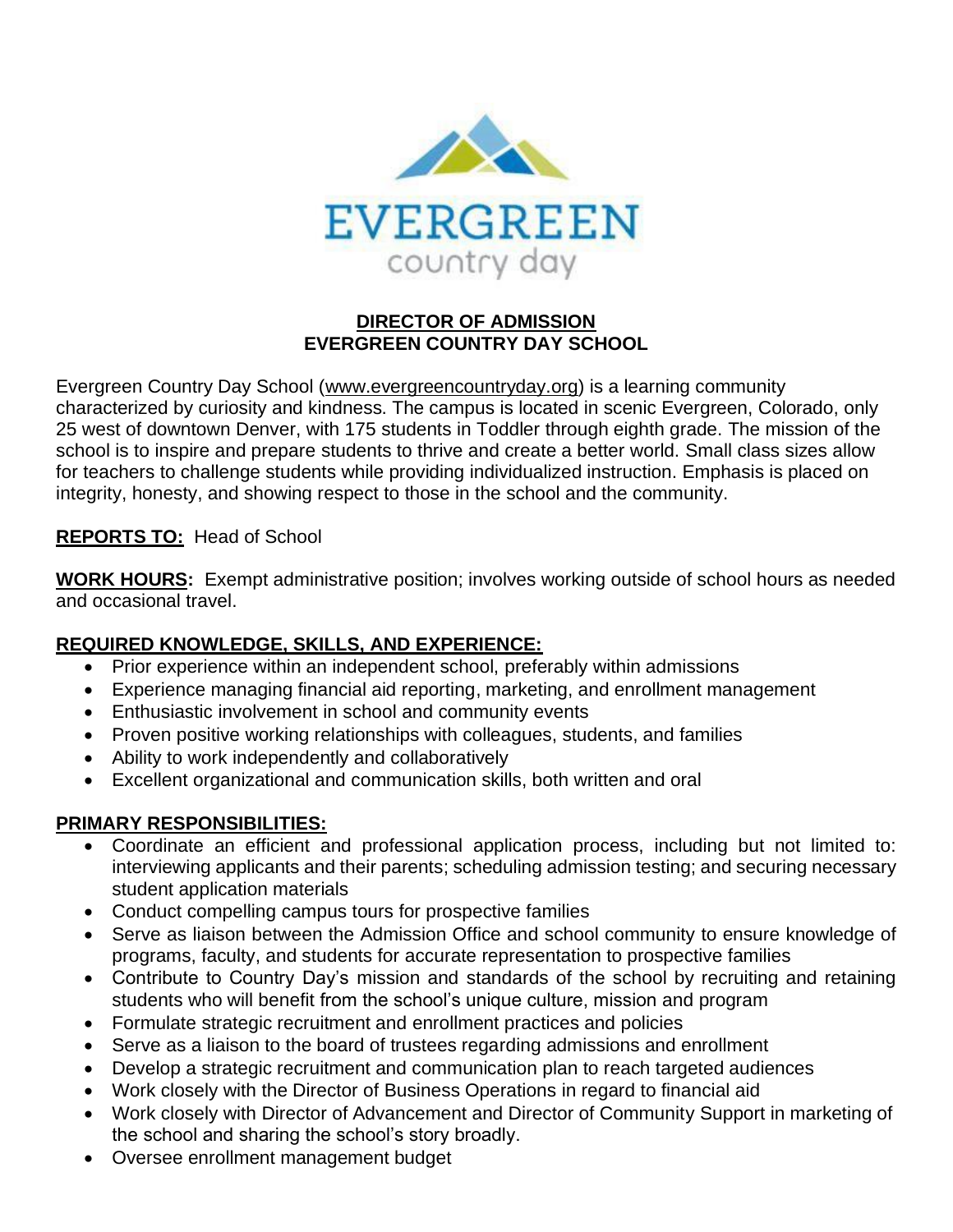EVERGREEN

country day

# DIRECTOR OF ADMISSION
## EVERGREEN COUNTRY DAY SCHOOL

Evergreen Country Day School (www.evergreencountryday.org) is a learning community characterized by curiosity and kindness. The campus is located in scenic Evergreen, Colorado, only 25 west of downtown Denver, with 175 students in Toddler through eighth grade. The mission of the school is to inspire and prepare students to thrive and create a better world. Small class sizes allow for teachers to challenge students while providing individualized instruction. Emphasis is placed on integrity, honesty, and showing respect to those in the school and the community.

**REPORTS TO:** Head of School

**WORK HOURS:** Exempt administrative position; involves working outside of school hours as needed and occasional travel.

**REQUIRED KNOWLEDGE, SKILLS, AND EXPERIENCE:**

- Prior experience within an independent school, preferably within admissions
- Experience managing financial aid reporting, marketing, and enrollment management
- Enthusiastic involvement in school and community events
- Proven positive working relationships with colleagues, students, and families
- Ability to work independently and collaboratively
- Excellent organizational and communication skills, both written and oral

**PRIMARY RESPONSIBILITIES:**

- Coordinate an efficient and professional application process, including but not limited to: interviewing applicants and their parents; scheduling admission testing; and securing necessary student application materials
- Conduct compelling campus tours for prospective families
- Serve as liaison between the Admission Office and school community to ensure knowledge of programs, faculty, and students for accurate representation to prospective families
- Contribute to Country Day's mission and standards of the school by recruiting and retaining students who will benefit from the school's unique culture, mission and program
- Formulate strategic recruitment and enrollment practices and policies
- Serve as a liaison to the board of trustees regarding admissions and enrollment
- Develop a strategic recruitment and communication plan to reach targeted audiences
- Work closely with the Director of Business Operations in regard to financial aid
- Work closely with Director of Advancement and Director of Community Support in marketing of the school and sharing the school's story broadly.
- Oversee enrollment management budget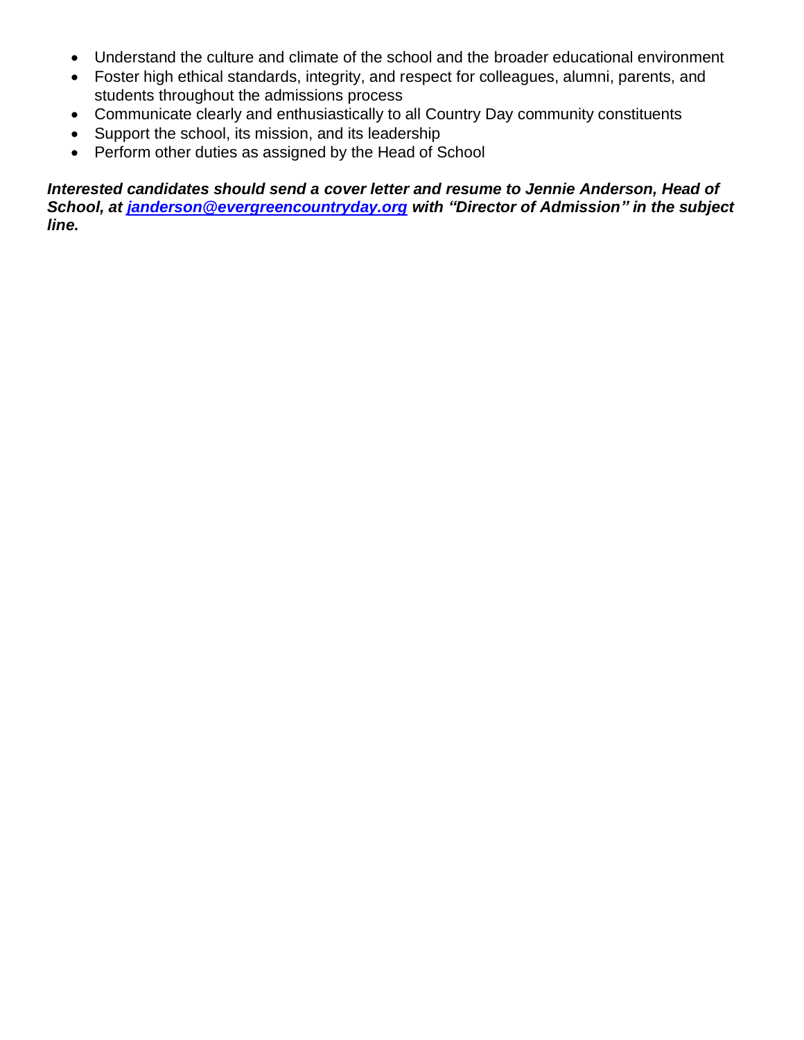- Understand the culture and climate of the school and the broader educational environment
- Foster high ethical standards, integrity, and respect for colleagues, alumni, parents, and students throughout the admissions process
- Communicate clearly and enthusiastically to all Country Day community constituents
- Support the school, its mission, and its leadership
- Perform other duties as assigned by the Head of School

***Interested candidates should send a cover letter and resume to Jennie Anderson, Head of School, at [janderson@evergreencountryday.org](mailto:janderson@evergreencountryday.org) with "Director of Admission" in the subject line.***